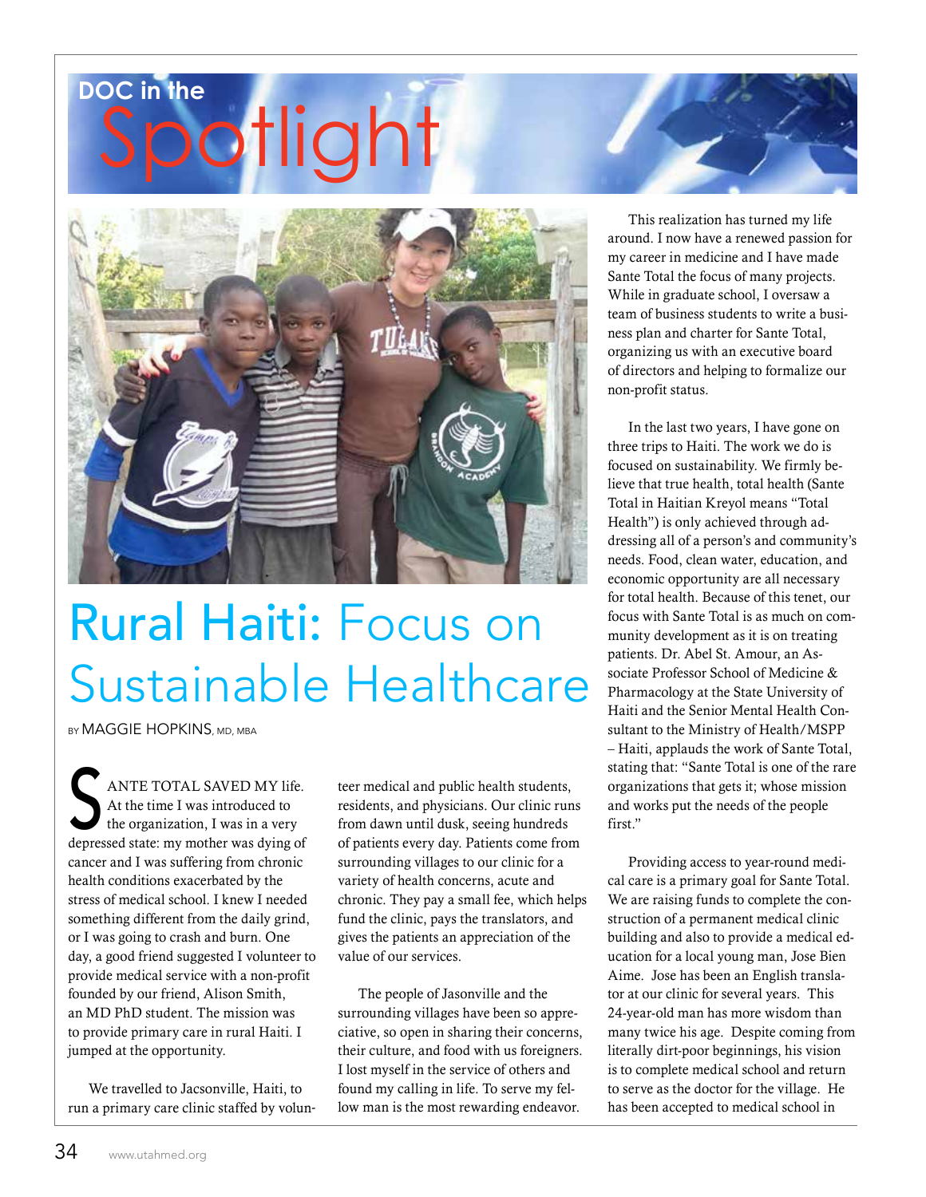DOC in the Spotlight

# Rural Haiti: Focus on Sustainable Healthcare

BY MAGGIE HOPKINS, MD, MBA

SANTE TOTAL SAVED MY life. At the time I was introduced to the organization, I was in a very depressed state: my mother was dying of cancer and I was suffering from chronic health conditions exacerbated by the stress of medical school. I knew I needed something different from the daily grind, or I was going to crash and burn. One day, a good friend suggested I volunteer to provide medical service with a non-profit founded by our friend, Alison Smith, an MD PhD student. The mission was to provide primary care in rural Haiti. I jumped at the opportunity.

We travelled to Jasonville, Haiti, to run a primary care clinic staffed by volunteer medical and public health students, residents, and physicians. Our clinic runs from dawn until dusk, seeing hundreds of patients every day. Patients come from surrounding villages to our clinic for a variety of health concerns, acute and chronic. They pay a small fee, which helps fund the clinic, pays the translators, and gives the patients an appreciation of the value of our services.

The people of Jasonville and the surrounding villages have been so appreciative, so open in sharing their concerns, their culture, and food with us foreigners. I lost myself in the service of others and found my calling in life. To serve my fellow man is the most rewarding endeavor.

This realization has turned my life around. I now have a renewed passion for my career in medicine and I have made Sante Total the focus of many projects. While in graduate school, I oversaw a team of business students to write a business plan and charter for Sante Total, organizing us with an executive board of directors and helping to formalize our non-profit status.

In the last two years, I have gone on three trips to Haiti. The work we do is focused on sustainability. We firmly believe that true health, total health (Sante Total in Haitian Kreyol means "Total Health") is only achieved through addressing all of a person's and community's needs. Food, clean water, education, and economic opportunity are all necessary for total health. Because of this tenet, our focus with Sante Total is as much on community development as it is on treating patients. Dr. Abel St. Amour, an Associate Professor School of Medicine & Pharmacology at the State University of Haiti and the Senior Mental Health Consultant to the Ministry of Health/MSPP – Haiti, applauds the work of Sante Total, stating that: "Sante Total is one of the rare organizations that gets it; whose mission and works put the needs of the people first."

Providing access to year-round medical care is a primary goal for Sante Total. We are raising funds to complete the construction of a permanent medical clinic building and also to provide a medical education for a local young man, Jose Bien Aime. Jose has been an English translator at our clinic for several years. This 24-year-old man has more wisdom than many twice his age. Despite coming from literally dirt-poor beginnings, his vision is to complete medical school and return to serve as the doctor for the village. He has been accepted to medical school in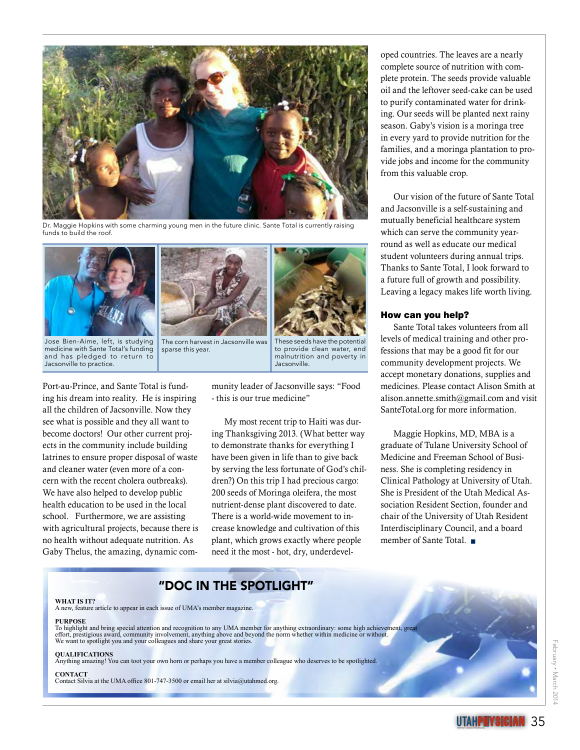Dr. Maggie Hopkins with some charming young men in the future clinic. Sante Total is currently raising funds to build the roof.

Jose Bien-Aime, left, is studying medicine with Sante Total's funding and has pledged to return to Jacsonville to practice.

The corn harvest in Jacsonville was sparse this year.

These seeds have the potential to provide clean water, end malnutrition and poverty in Jacsonville.

Port-au-Prince, and Sante Total is funding his dream into reality. He is inspiring all the children of Jacsonville. Now they see what is possible and they all want to become doctors! Our other current projects in the community include building latrines to ensure proper disposal of waste and cleaner water (even more of a concern with the recent cholera outbreaks). We have also helped to develop public health education to be used in the local school. Furthermore, we are assisting with agricultural projects, because there is no health without adequate nutrition. As Gaby Thelus, the amazing, dynamic community leader of Jacsonville says: "Food - this is our true medicine"

My most recent trip to Haiti was during Thanksgiving 2013. (What better way to demonstrate thanks for everything I have been given in life than to give back by serving the less fortunate of God's children?) On this trip I had precious cargo: 200 seeds of Moringa oleifera, the most nutrient-dense plant discovered to date. There is a world-wide movement to increase knowledge and cultivation of this plant, which grows exactly where people need it the most - hot, dry, underdeveloped countries. The leaves are a nearly complete source of nutrition with complete protein. The seeds provide valuable oil and the leftover seed-cake can be used to purify contaminated water for drinking. Our seeds will be planted next rainy season. Gaby's vision is a moringa tree in every yard to provide nutrition for the families, and a moringa plantation to provide jobs and income for the community from this valuable crop.

Our vision of the future of Sante Total and Jacsonville is a self-sustaining and mutually beneficial healthcare system which can serve the community year-round as well as educate our medical student volunteers during annual trips. Thanks to Sante Total, I look forward to a future full of growth and possibility. Leaving a legacy makes life worth living.

## How can you help?

Sante Total takes volunteers from all levels of medical training and other professions that may be a good fit for our community development projects. We accept monetary donations, supplies and medicines. Please contact Alison Smith at alison.annette.smith@gmail.com and visit SanteTotal.org for more information.

Maggie Hopkins, MD, MBA is a graduate of Tulane University School of Medicine and Freeman School of Business. She is completing residency in Clinical Pathology at University of Utah. She is President of the Utah Medical Association Resident Section, founder and chair of the University of Utah Resident Interdisciplinary Council, and a board member of Sante Total. ■

## "DOC IN THE SPOTLIGHT"

**WHAT IS IT?**
A new, feature article to appear in each issue of UMA's member magazine.

**PURPOSE**
To highlight and bring special attention and recognition to any UMA member for anything extraordinary: some high achievement, great effort, prestigious award, community involvement, anything above and beyond the norm whether within medicine or without.
We want to spotlight you and your colleagues and share your great stories.

**QUALIFICATIONS**
Anything amazing! You can toot your own horn or perhaps you have a member colleague who deserves to be spotlighted.

**CONTACT**
Contact Silvia at the UMA office 801-747-3500 or email her at silvia@utahmed.org.